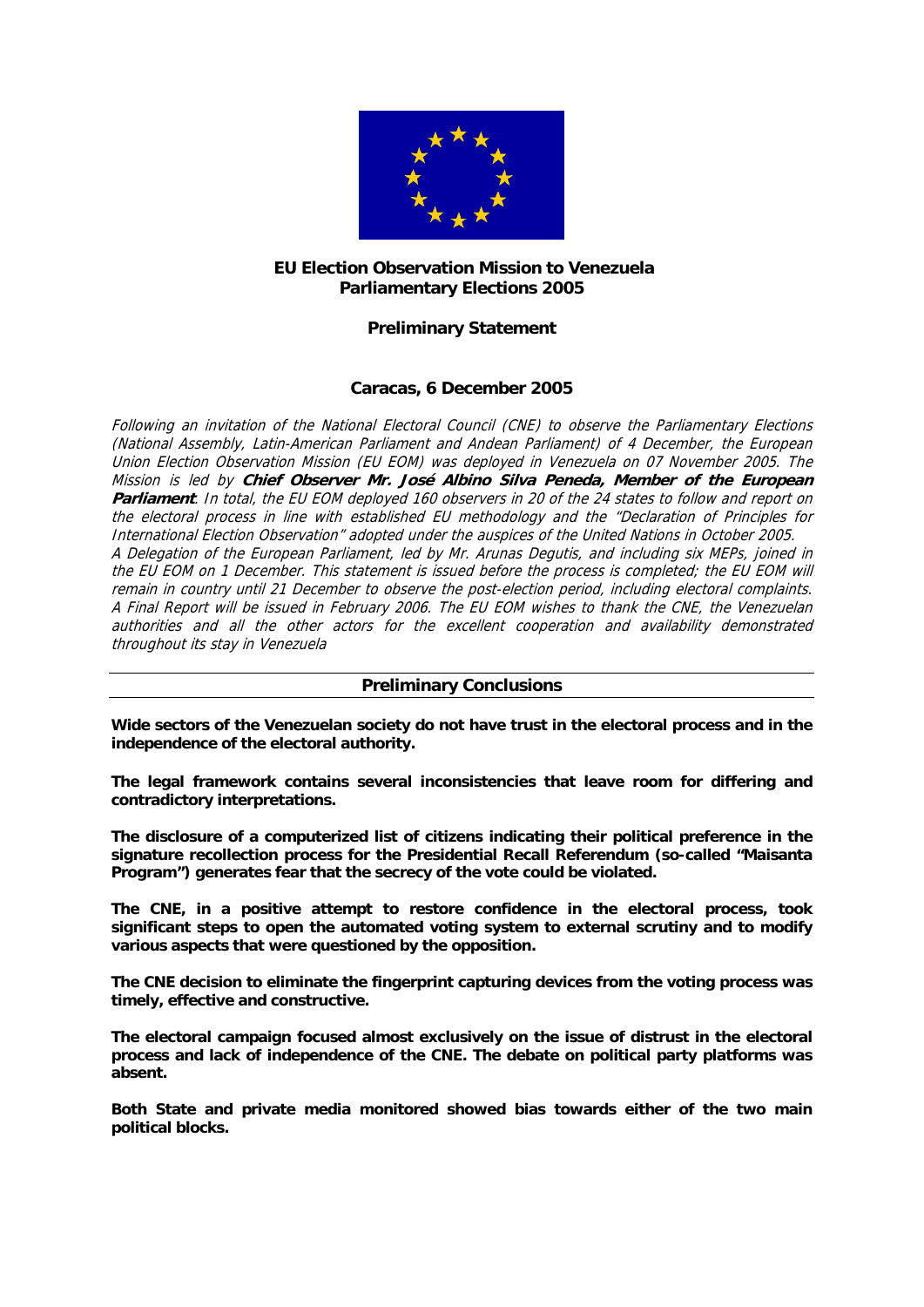# EU Election Observation Mission to Venezuela
# Parliamentary Elections 2005

## Preliminary Statement

### Caracas, 6 December 2005

*Following an invitation of the National Electoral Council (CNE) to observe the Parliamentary Elections (National Assembly, Latin-American Parliament and Andean Parliament) of 4 December, the European Union Election Observation Mission (EU EOM) was deployed in Venezuela on 07 November 2005. The Mission is led by* ***Chief Observer Mr. José Albino Silva Peneda, Member of the European Parliament****. In total, the EU EOM deployed 160 observers in 20 of the 24 states to follow and report on the electoral process in line with established EU methodology and the "Declaration of Principles for International Election Observation" adopted under the auspices of the United Nations in October 2005.*
*A Delegation of the European Parliament, led by Mr. Arunas Degutis, and including six MEPs, joined in the EU EOM on 1 December. This statement is issued before the process is completed; the EU EOM will remain in country until 21 December to observe the post-election period, including electoral complaints. A Final Report will be issued in February 2006. The EU EOM wishes to thank the CNE, the Venezuelan authorities and all the other actors for the excellent cooperation and availability demonstrated throughout its stay in Venezuela*

## Preliminary Conclusions

**Wide sectors of the Venezuelan society do not have trust in the electoral process and in the independence of the electoral authority.**

**The legal framework contains several inconsistencies that leave room for differing and contradictory interpretations.**

**The disclosure of a computerized list of citizens indicating their political preference in the signature recollection process for the Presidential Recall Referendum (so-called "Maisanta Program") generates fear that the secrecy of the vote could be violated.**

**The CNE, in a positive attempt to restore confidence in the electoral process, took significant steps to open the automated voting system to external scrutiny and to modify various aspects that were questioned by the opposition.**

**The CNE decision to eliminate the fingerprint capturing devices from the voting process was timely, effective and constructive.**

**The electoral campaign focused almost exclusively on the issue of distrust in the electoral process and lack of independence of the CNE. The debate on political party platforms was absent.**

**Both State and private media monitored showed bias towards either of the two main political blocks.**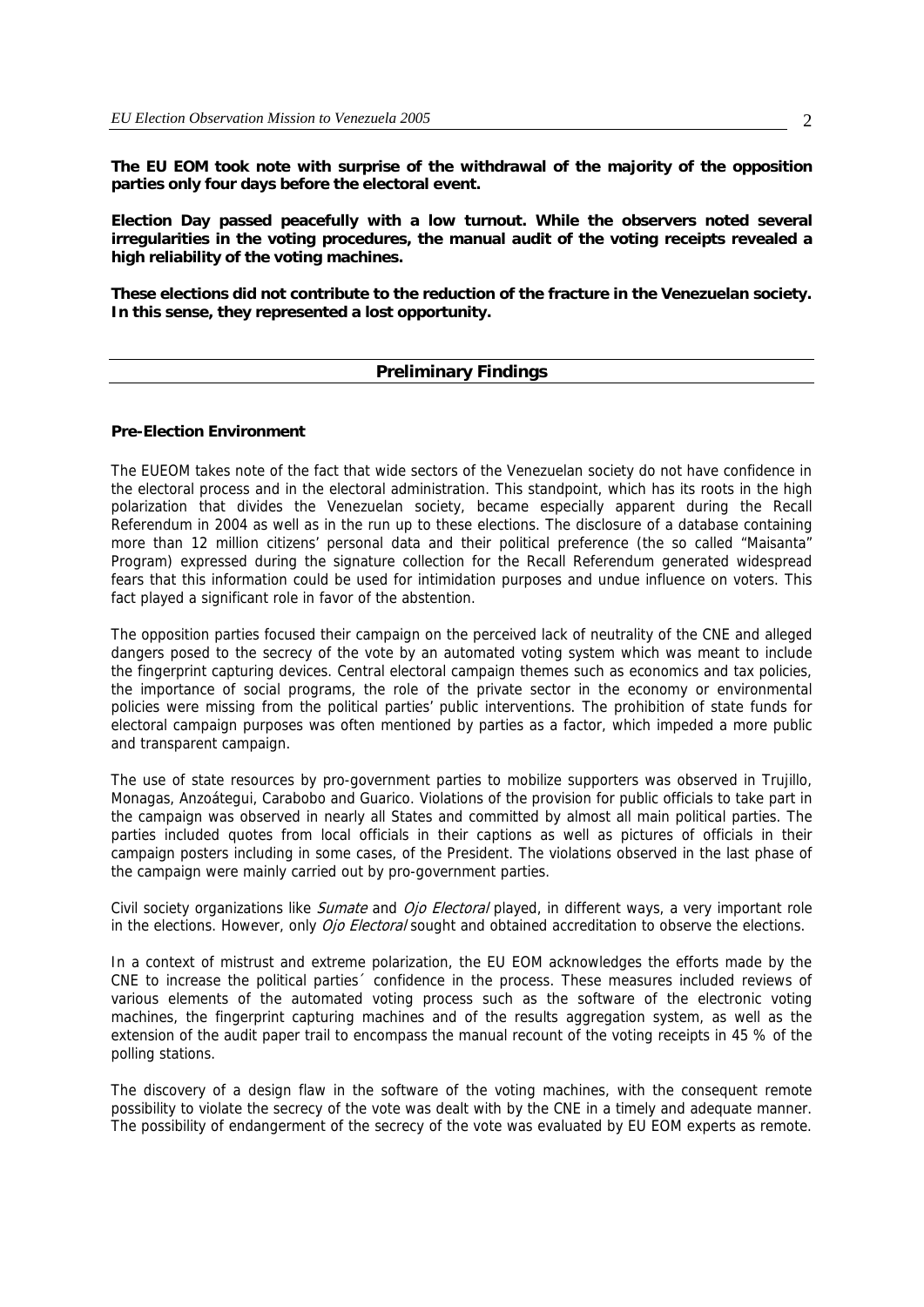**The EU EOM took note with surprise of the withdrawal of the majority of the opposition parties only four days before the electoral event.**

**Election Day passed peacefully with a low turnout. While the observers noted several irregularities in the voting procedures, the manual audit of the voting receipts revealed a high reliability of the voting machines.**

**These elections did not contribute to the reduction of the fracture in the Venezuelan society. In this sense, they represented a lost opportunity.**

## Preliminary Findings

### Pre-Election Environment

The EUEOM takes note of the fact that wide sectors of the Venezuelan society do not have confidence in the electoral process and in the electoral administration. This standpoint, which has its roots in the high polarization that divides the Venezuelan society, became especially apparent during the Recall Referendum in 2004 as well as in the run up to these elections. The disclosure of a database containing more than 12 million citizens' personal data and their political preference (the so called "Maisanta" Program) expressed during the signature collection for the Recall Referendum generated widespread fears that this information could be used for intimidation purposes and undue influence on voters. This fact played a significant role in favor of the abstention.

The opposition parties focused their campaign on the perceived lack of neutrality of the CNE and alleged dangers posed to the secrecy of the vote by an automated voting system which was meant to include the fingerprint capturing devices. Central electoral campaign themes such as economics and tax policies, the importance of social programs, the role of the private sector in the economy or environmental policies were missing from the political parties' public interventions. The prohibition of state funds for electoral campaign purposes was often mentioned by parties as a factor, which impeded a more public and transparent campaign.

The use of state resources by pro-government parties to mobilize supporters was observed in Trujillo, Monagas, Anzoátegui, Carabobo and Guarico. Violations of the provision for public officials to take part in the campaign was observed in nearly all States and committed by almost all main political parties. The parties included quotes from local officials in their captions as well as pictures of officials in their campaign posters including in some cases, of the President. The violations observed in the last phase of the campaign were mainly carried out by pro-government parties.

Civil society organizations like *Sumate* and *Ojo Electoral* played, in different ways, a very important role in the elections. However, only *Ojo Electoral* sought and obtained accreditation to observe the elections.

In a context of mistrust and extreme polarization, the EU EOM acknowledges the efforts made by the CNE to increase the political parties´ confidence in the process. These measures included reviews of various elements of the automated voting process such as the software of the electronic voting machines, the fingerprint capturing machines and of the results aggregation system, as well as the extension of the audit paper trail to encompass the manual recount of the voting receipts in 45 % of the polling stations.

The discovery of a design flaw in the software of the voting machines, with the consequent remote possibility to violate the secrecy of the vote was dealt with by the CNE in a timely and adequate manner. The possibility of endangerment of the secrecy of the vote was evaluated by EU EOM experts as remote.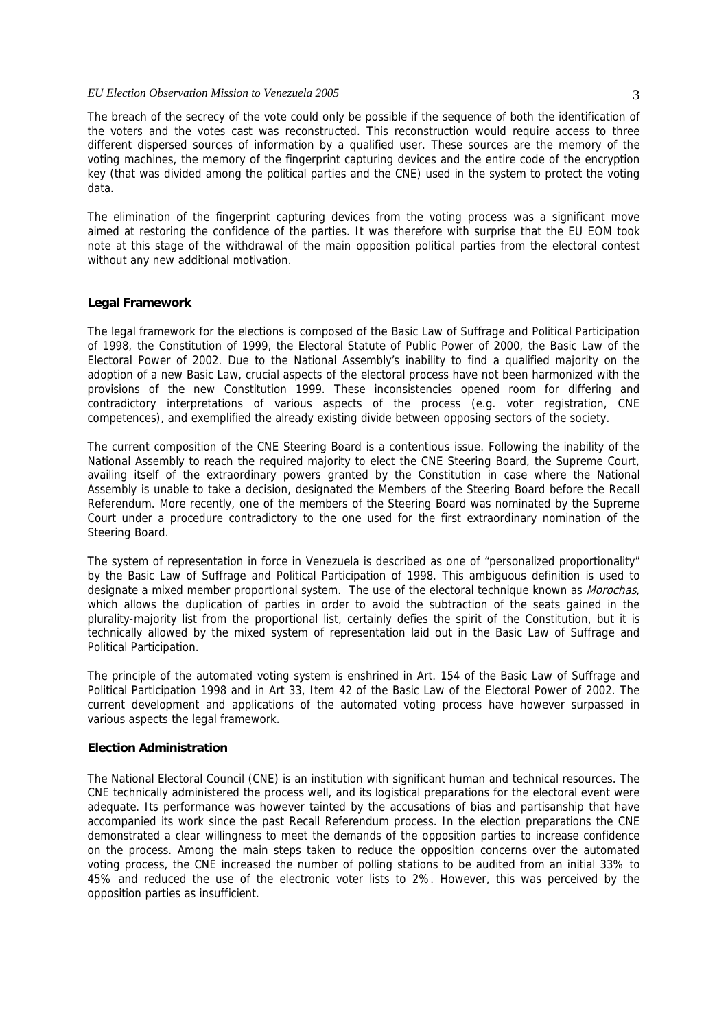The breach of the secrecy of the vote could only be possible if the sequence of both the identification of the voters and the votes cast was reconstructed. This reconstruction would require access to three different dispersed sources of information by a qualified user. These sources are the memory of the voting machines, the memory of the fingerprint capturing devices and the entire code of the encryption key (that was divided among the political parties and the CNE) used in the system to protect the voting data.

The elimination of the fingerprint capturing devices from the voting process was a significant move aimed at restoring the confidence of the parties. It was therefore with surprise that the EU EOM took note at this stage of the withdrawal of the main opposition political parties from the electoral contest without any new additional motivation.

**Legal Framework**

The legal framework for the elections is composed of the Basic Law of Suffrage and Political Participation of 1998, the Constitution of 1999, the Electoral Statute of Public Power of 2000, the Basic Law of the Electoral Power of 2002. Due to the National Assembly's inability to find a qualified majority on the adoption of a new Basic Law, crucial aspects of the electoral process have not been harmonized with the provisions of the new Constitution 1999. These inconsistencies opened room for differing and contradictory interpretations of various aspects of the process (e.g. voter registration, CNE competences), and exemplified the already existing divide between opposing sectors of the society.

The current composition of the CNE Steering Board is a contentious issue. Following the inability of the National Assembly to reach the required majority to elect the CNE Steering Board, the Supreme Court, availing itself of the extraordinary powers granted by the Constitution in case where the National Assembly is unable to take a decision, designated the Members of the Steering Board before the Recall Referendum. More recently, one of the members of the Steering Board was nominated by the Supreme Court under a procedure contradictory to the one used for the first extraordinary nomination of the Steering Board.

The system of representation in force in Venezuela is described as one of "personalized proportionality" by the Basic Law of Suffrage and Political Participation of 1998. This ambiguous definition is used to designate a mixed member proportional system. The use of the electoral technique known as *Morochas*, which allows the duplication of parties in order to avoid the subtraction of the seats gained in the plurality-majority list from the proportional list, certainly defies the spirit of the Constitution, but it is technically allowed by the mixed system of representation laid out in the Basic Law of Suffrage and Political Participation.

The principle of the automated voting system is enshrined in Art. 154 of the Basic Law of Suffrage and Political Participation 1998 and in Art 33, Item 42 of the Basic Law of the Electoral Power of 2002. The current development and applications of the automated voting process have however surpassed in various aspects the legal framework.

**Election Administration**

The National Electoral Council (CNE) is an institution with significant human and technical resources. The CNE technically administered the process well, and its logistical preparations for the electoral event were adequate. Its performance was however tainted by the accusations of bias and partisanship that have accompanied its work since the past Recall Referendum process. In the election preparations the CNE demonstrated a clear willingness to meet the demands of the opposition parties to increase confidence on the process. Among the main steps taken to reduce the opposition concerns over the automated voting process, the CNE increased the number of polling stations to be audited from an initial 33% to 45% and reduced the use of the electronic voter lists to 2%. However, this was perceived by the opposition parties as insufficient.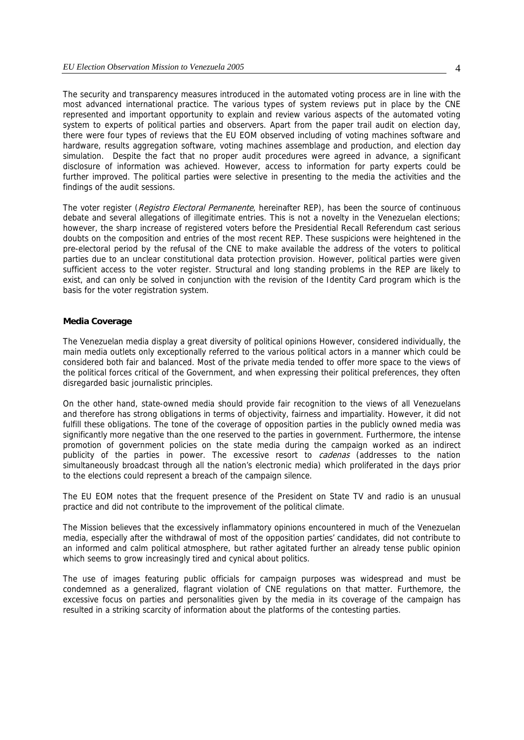The security and transparency measures introduced in the automated voting process are in line with the most advanced international practice. The various types of system reviews put in place by the CNE represented and important opportunity to explain and review various aspects of the automated voting system to experts of political parties and observers. Apart from the paper trail audit on election day, there were four types of reviews that the EU EOM observed including of voting machines software and hardware, results aggregation software, voting machines assemblage and production, and election day simulation. Despite the fact that no proper audit procedures were agreed in advance, a significant disclosure of information was achieved. However, access to information for party experts could be further improved. The political parties were selective in presenting to the media the activities and the findings of the audit sessions.

The voter register (*Registro Electoral Permanente*, hereinafter REP), has been the source of continuous debate and several allegations of illegitimate entries. This is not a novelty in the Venezuelan elections; however, the sharp increase of registered voters before the Presidential Recall Referendum cast serious doubts on the composition and entries of the most recent REP. These suspicions were heightened in the pre-electoral period by the refusal of the CNE to make available the address of the voters to political parties due to an unclear constitutional data protection provision. However, political parties were given sufficient access to the voter register. Structural and long standing problems in the REP are likely to exist, and can only be solved in conjunction with the revision of the Identity Card program which is the basis for the voter registration system.

**Media Coverage**

The Venezuelan media display a great diversity of political opinions However, considered individually, the main media outlets only exceptionally referred to the various political actors in a manner which could be considered both fair and balanced. Most of the private media tended to offer more space to the views of the political forces critical of the Government, and when expressing their political preferences, they often disregarded basic journalistic principles.

On the other hand, state-owned media should provide fair recognition to the views of all Venezuelans and therefore has strong obligations in terms of objectivity, fairness and impartiality. However, it did not fulfill these obligations. The tone of the coverage of opposition parties in the publicly owned media was significantly more negative than the one reserved to the parties in government. Furthermore, the intense promotion of government policies on the state media during the campaign worked as an indirect publicity of the parties in power. The excessive resort to *cadenas* (addresses to the nation simultaneously broadcast through all the nation's electronic media) which proliferated in the days prior to the elections could represent a breach of the campaign silence.

The EU EOM notes that the frequent presence of the President on State TV and radio is an unusual practice and did not contribute to the improvement of the political climate.

The Mission believes that the excessively inflammatory opinions encountered in much of the Venezuelan media, especially after the withdrawal of most of the opposition parties' candidates, did not contribute to an informed and calm political atmosphere, but rather agitated further an already tense public opinion which seems to grow increasingly tired and cynical about politics.

The use of images featuring public officials for campaign purposes was widespread and must be condemned as a generalized, flagrant violation of CNE regulations on that matter. Furthermore, the excessive focus on parties and personalities given by the media in its coverage of the campaign has resulted in a striking scarcity of information about the platforms of the contesting parties.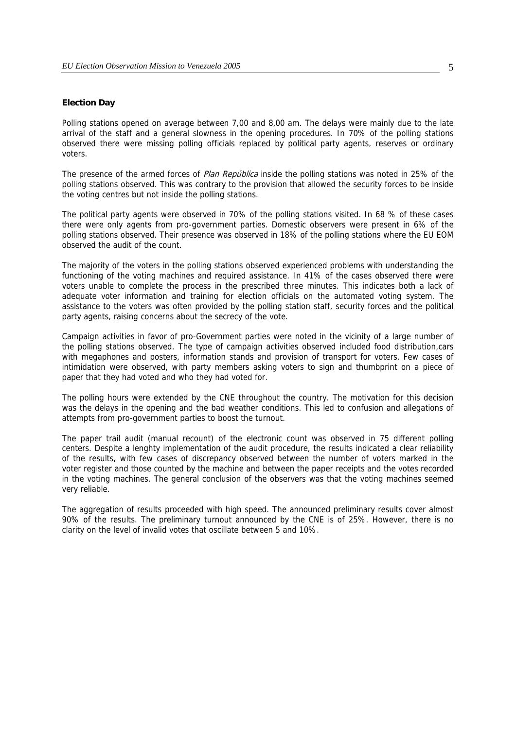**Election Day**

Polling stations opened on average between 7,00 and 8,00 am. The delays were mainly due to the late arrival of the staff and a general slowness in the opening procedures. In 70% of the polling stations observed there were missing polling officials replaced by political party agents, reserves or ordinary voters.

The presence of the armed forces of *Plan República* inside the polling stations was noted in 25% of the polling stations observed. This was contrary to the provision that allowed the security forces to be inside the voting centres but not inside the polling stations.

The political party agents were observed in 70% of the polling stations visited. In 68 % of these cases there were only agents from pro-government parties. Domestic observers were present in 6% of the polling stations observed. Their presence was observed in 18% of the polling stations where the EU EOM observed the audit of the count.

The majority of the voters in the polling stations observed experienced problems with understanding the functioning of the voting machines and required assistance. In 41% of the cases observed there were voters unable to complete the process in the prescribed three minutes. This indicates both a lack of adequate voter information and training for election officials on the automated voting system. The assistance to the voters was often provided by the polling station staff, security forces and the political party agents, raising concerns about the secrecy of the vote.

Campaign activities in favor of pro-Government parties were noted in the vicinity of a large number of the polling stations observed. The type of campaign activities observed included food distribution,cars with megaphones and posters, information stands and provision of transport for voters. Few cases of intimidation were observed, with party members asking voters to sign and thumbprint on a piece of paper that they had voted and who they had voted for.

The polling hours were extended by the CNE throughout the country. The motivation for this decision was the delays in the opening and the bad weather conditions. This led to confusion and allegations of attempts from pro-government parties to boost the turnout.

The paper trail audit (manual recount) of the electronic count was observed in 75 different polling centers. Despite a lenghty implementation of the audit procedure, the results indicated a clear reliability of the results, with few cases of discrepancy observed between the number of voters marked in the voter register and those counted by the machine and between the paper receipts and the votes recorded in the voting machines. The general conclusion of the observers was that the voting machines seemed very reliable.

The aggregation of results proceeded with high speed. The announced preliminary results cover almost 90% of the results. The preliminary turnout announced by the CNE is of 25%. However, there is no clarity on the level of invalid votes that oscillate between 5 and 10%.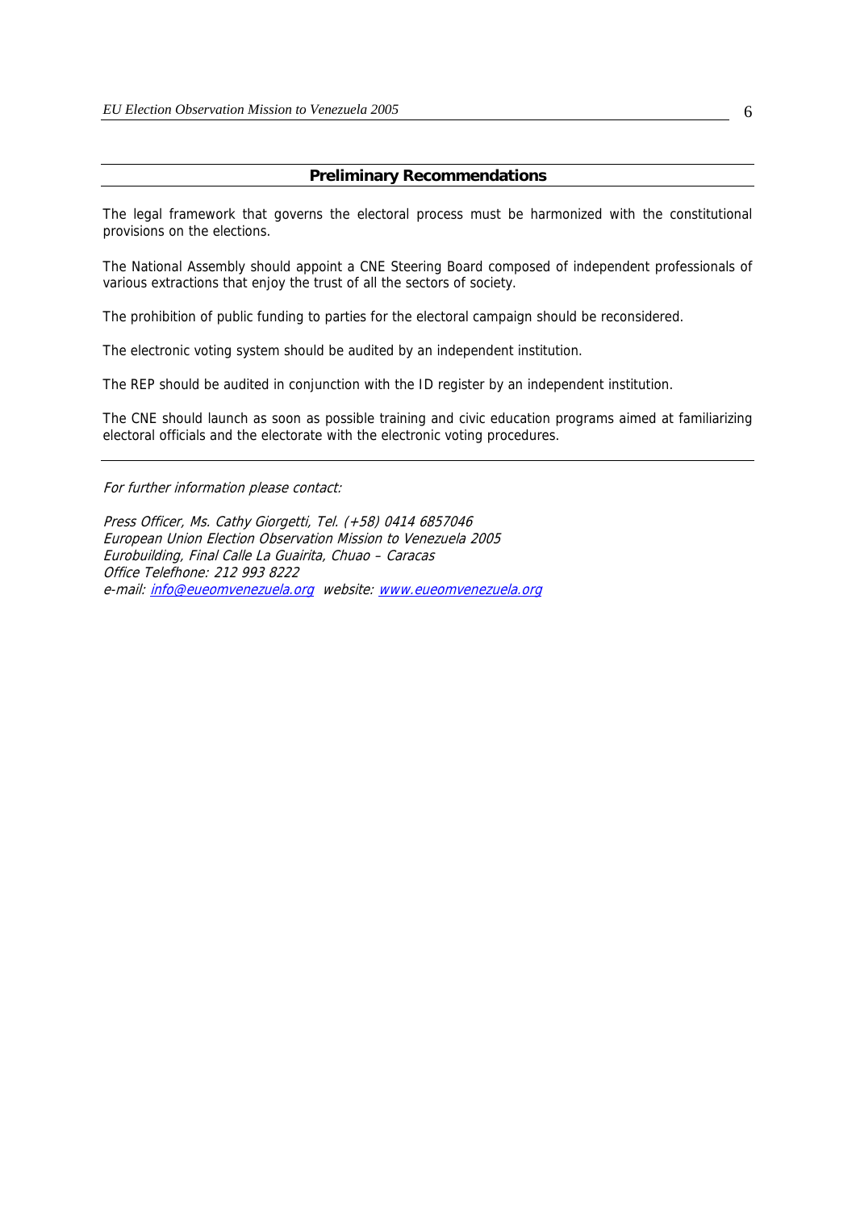## Preliminary Recommendations

The legal framework that governs the electoral process must be harmonized with the constitutional provisions on the elections.

The National Assembly should appoint a CNE Steering Board composed of independent professionals of various extractions that enjoy the trust of all the sectors of society.

The prohibition of public funding to parties for the electoral campaign should be reconsidered.

The electronic voting system should be audited by an independent institution.

The REP should be audited in conjunction with the ID register by an independent institution.

The CNE should launch as soon as possible training and civic education programs aimed at familiarizing electoral officials and the electorate with the electronic voting procedures.

---

*For further information please contact:*

*Press Officer, Ms. Cathy Giorgetti, Tel. (+58) 0414 6857046*
*European Union Election Observation Mission to Venezuela 2005*
*Eurobuilding, Final Calle La Guairita, Chuao – Caracas*
*Office Telefhone: 212 993 8222*
*e-mail: info@eueomvenezuela.org website: www.eueomvenezuela.org*